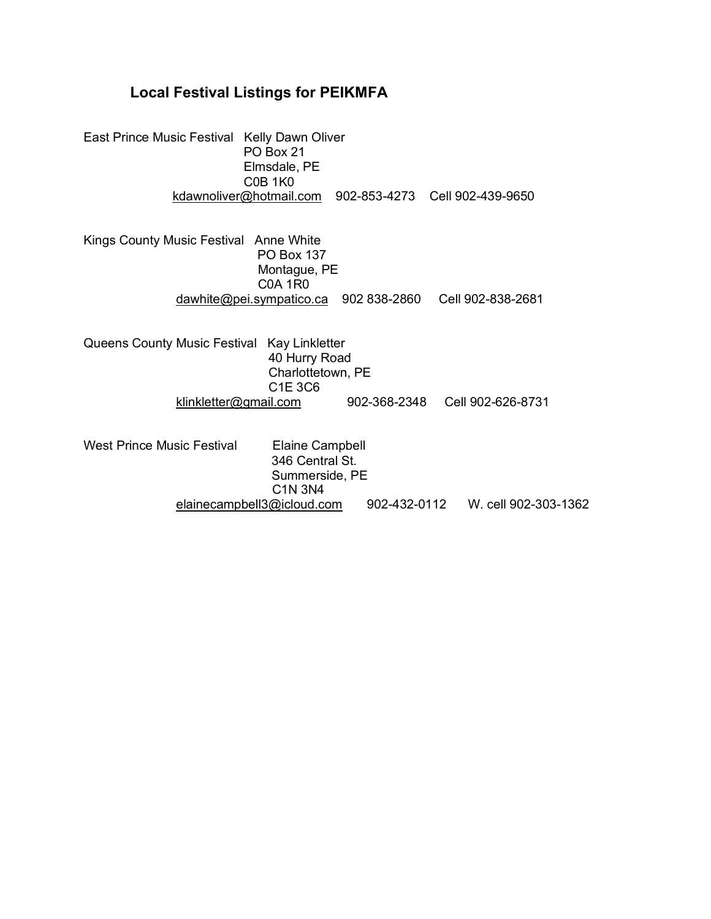## Local Festival Listings for PEIKMFA

East Prince Music Festival
Kelly Dawn Oliver
PO Box 21
Elmsdale, PE
C0B 1K0
kdawnoliver@hotmail.com 902-853-4273 Cell 902-439-9650

Kings County Music Festival
Anne White
PO Box 137
Montague, PE
C0A 1R0
dawhite@pei.sympatico.ca 902 838-2860 Cell 902-838-2681

Queens County Music Festival
Kay Linkletter
40 Hurry Road
Charlottetown, PE
C1E 3C6
klinkletter@gmail.com 902-368-2348 Cell 902-626-8731

West Prince Music Festival
Elaine Campbell
346 Central St.
Summerside, PE
C1N 3N4
elainecampbell3@icloud.com 902-432-0112 W. cell 902-303-1362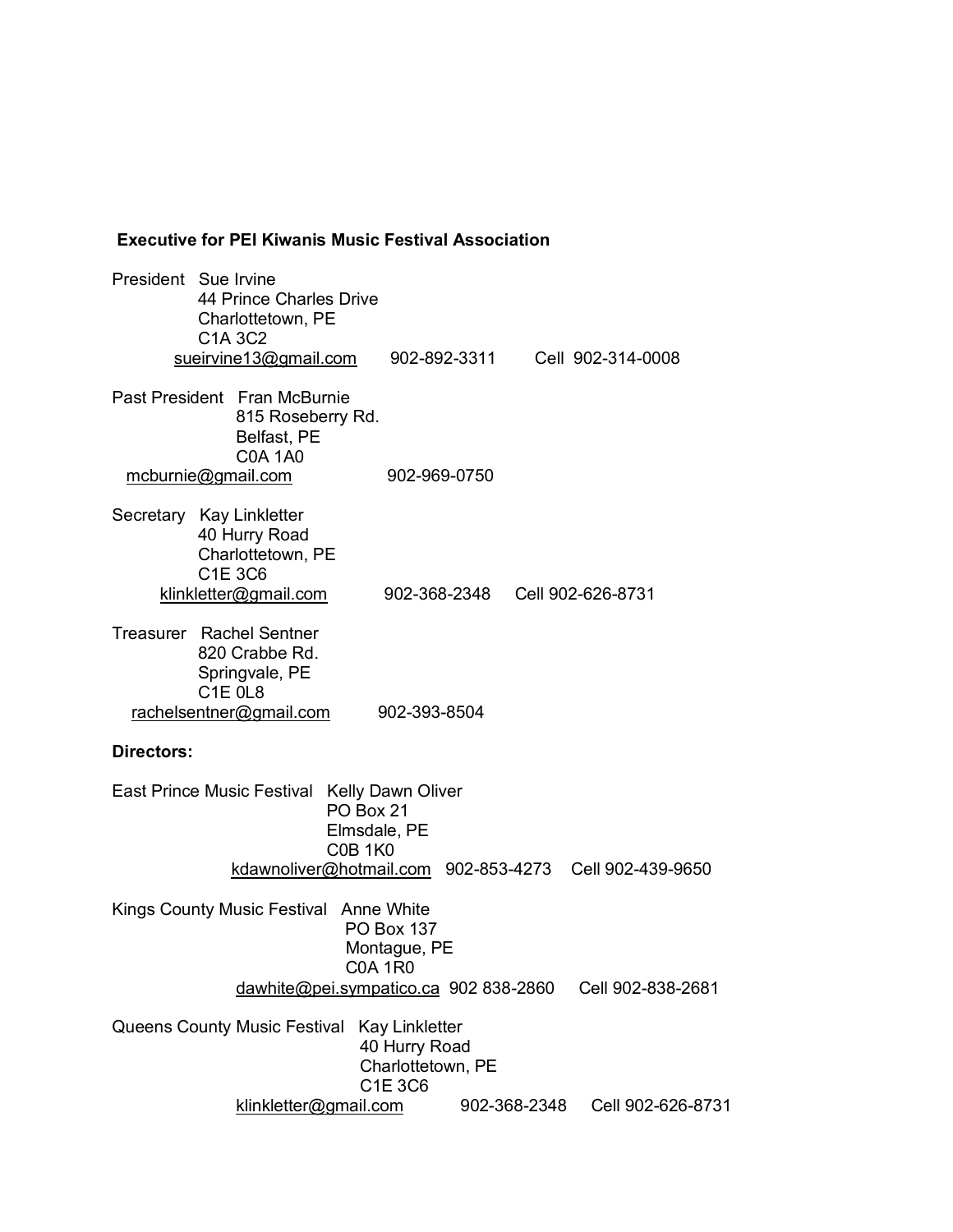**Executive for PEI Kiwanis Music Festival Association**

President Sue Irvine
44 Prince Charles Drive
Charlottetown, PE
C1A 3C2
sueirvine13@gmail.com 902-892-3311 Cell 902-314-0008

Past President Fran McBurnie
815 Roseberry Rd.
Belfast, PE
C0A 1A0
mcburnie@gmail.com 902-969-0750

Secretary Kay Linkletter
40 Hurry Road
Charlottetown, PE
C1E 3C6
klinkletter@gmail.com 902-368-2348 Cell 902-626-8731

Treasurer Rachel Sentner
820 Crabbe Rd.
Springvale, PE
C1E 0L8
rachelsentner@gmail.com 902-393-8504

**Directors:**

East Prince Music Festival Kelly Dawn Oliver
PO Box 21
Elmsdale, PE
C0B 1K0
kdawnoliver@hotmail.com 902-853-4273 Cell 902-439-9650

Kings County Music Festival Anne White
PO Box 137
Montague, PE
C0A 1R0
dawhite@pei.sympatico.ca 902 838-2860 Cell 902-838-2681

Queens County Music Festival Kay Linkletter
40 Hurry Road
Charlottetown, PE
C1E 3C6
klinkletter@gmail.com 902-368-2348 Cell 902-626-8731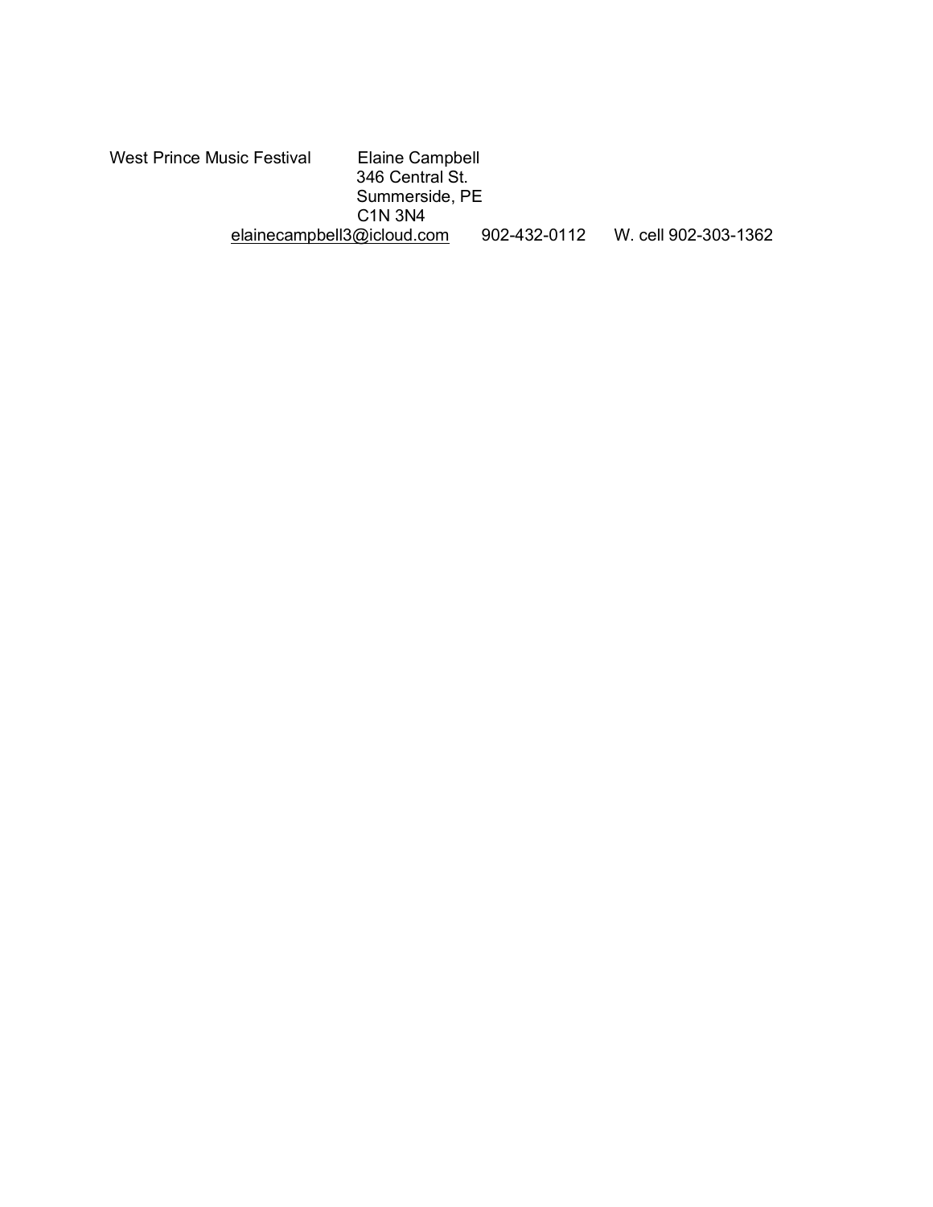West Prince Music Festival    Elaine Campbell
346 Central St.
Summerside, PE
C1N 3N4
elainecampbell3@icloud.com    902-432-0112    W. cell 902-303-1362